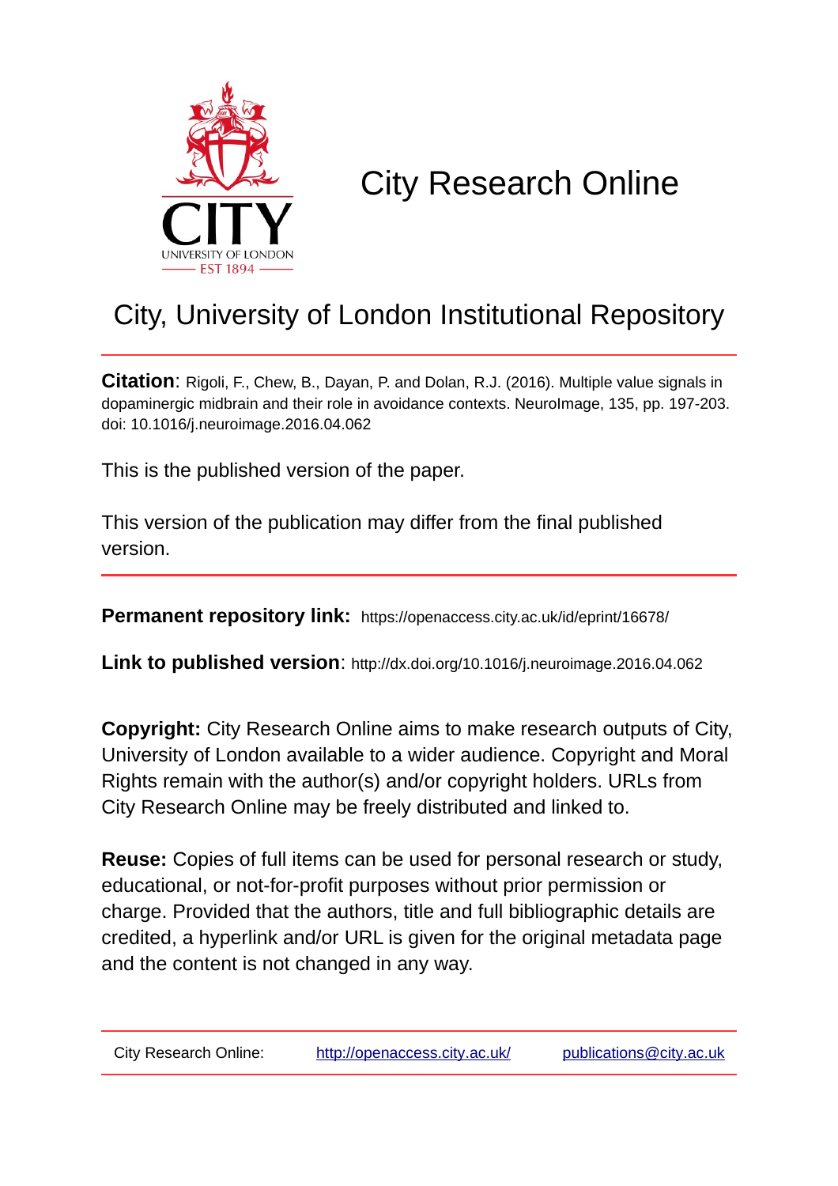# City Research Online

## City, University of London Institutional Repository

**Citation**: Rigoli, F., Chew, B., Dayan, P. and Dolan, R.J. (2016). Multiple value signals in dopaminergic midbrain and their role in avoidance contexts. NeuroImage, 135, pp. 197-203. doi: 10.1016/j.neuroimage.2016.04.062

This is the published version of the paper.

This version of the publication may differ from the final published version.

**Permanent repository link:** https://openaccess.city.ac.uk/id/eprint/16678/

**Link to published version**: http://dx.doi.org/10.1016/j.neuroimage.2016.04.062

**Copyright:** City Research Online aims to make research outputs of City, University of London available to a wider audience. Copyright and Moral Rights remain with the author(s) and/or copyright holders. URLs from City Research Online may be freely distributed and linked to.

**Reuse:** Copies of full items can be used for personal research or study, educational, or not-for-profit purposes without prior permission or charge. Provided that the authors, title and full bibliographic details are credited, a hyperlink and/or URL is given for the original metadata page and the content is not changed in any way.

City Research Online: http://openaccess.city.ac.uk/ publications@city.ac.uk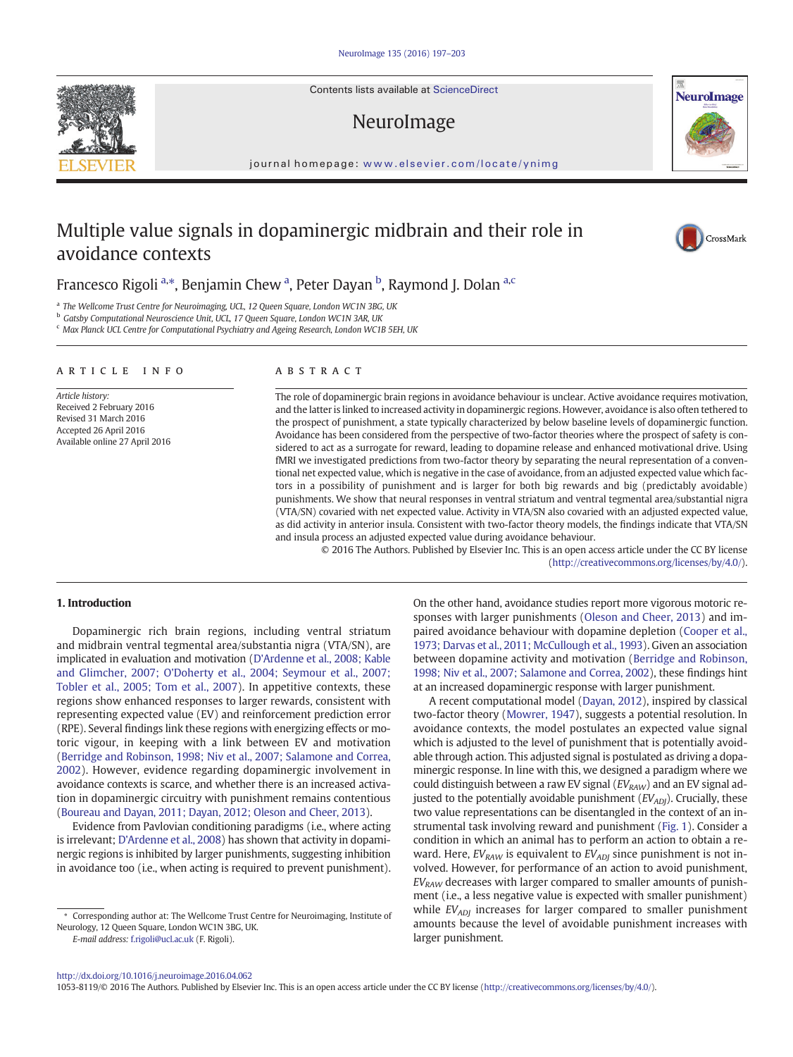Contents lists available at ScienceDirect

# NeuroImage

journal homepage: www.elsevier.com/locate/ynimg

# Multiple value signals in dopaminergic midbrain and their role in avoidance contexts

Francesco Rigoli [a,*], Benjamin Chew [a], Peter Dayan [b], Raymond J. Dolan [a,c]

[a] The Wellcome Trust Centre for Neuroimaging, UCL, 12 Queen Square, London WC1N 3BG, UK
[b] Gatsby Computational Neuroscience Unit, UCL, 17 Queen Square, London WC1N 3AR, UK
[c] Max Planck UCL Centre for Computational Psychiatry and Ageing Research, London WC1B 5EH, UK

## ARTICLE INFO

*Article history:*
Received 2 February 2016
Revised 31 March 2016
Accepted 26 April 2016
Available online 27 April 2016

## ABSTRACT

The role of dopaminergic brain regions in avoidance behaviour is unclear. Active avoidance requires motivation, and the latter is linked to increased activity in dopaminergic regions. However, avoidance is also often tethered to the prospect of punishment, a state typically characterized by below baseline levels of dopaminergic function. Avoidance has been considered from the perspective of two-factor theories where the prospect of safety is considered to act as a surrogate for reward, leading to dopamine release and enhanced motivational drive. Using fMRI we investigated predictions from two-factor theory by separating the neural representation of a conventional net expected value, which is negative in the case of avoidance, from an adjusted expected value which factors in a possibility of punishment and is larger for both big rewards and big (predictably avoidable) punishments. We show that neural responses in ventral striatum and ventral tegmental area/substantial nigra (VTA/SN) covaried with net expected value. Activity in VTA/SN also covaried with an adjusted expected value, as did activity in anterior insula. Consistent with two-factor theory models, the findings indicate that VTA/SN and insula process an adjusted expected value during avoidance behaviour.

© 2016 The Authors. Published by Elsevier Inc. This is an open access article under the CC BY license (http://creativecommons.org/licenses/by/4.0/).

## 1. Introduction

Dopaminergic rich brain regions, including ventral striatum and midbrain ventral tegmental area/substantia nigra (VTA/SN), are implicated in evaluation and motivation (D'Ardenne et al., 2008; Kable and Glimcher, 2007; O'Doherty et al., 2004; Seymour et al., 2007; Tobler et al., 2005; Tom et al., 2007). In appetitive contexts, these regions show enhanced responses to larger rewards, consistent with representing expected value (EV) and reinforcement prediction error (RPE). Several findings link these regions with energizing effects or motoric vigour, in keeping with a link between EV and motivation (Berridge and Robinson, 1998; Niv et al., 2007; Salamone and Correa, 2002). However, evidence regarding dopaminergic involvement in avoidance contexts is scarce, and whether there is an increased activation in dopaminergic circuitry with punishment remains contentious (Boureau and Dayan, 2011; Dayan, 2012; Oleson and Cheer, 2013).

Evidence from Pavlovian conditioning paradigms (i.e., where acting is irrelevant; D'Ardenne et al., 2008) has shown that activity in dopaminergic regions is inhibited by larger punishments, suggesting inhibition in avoidance too (i.e., when acting is required to prevent punishment). On the other hand, avoidance studies report more vigorous motoric responses with larger punishments (Oleson and Cheer, 2013) and impaired avoidance behaviour with dopamine depletion (Cooper et al., 1973; Darvas et al., 2011; McCullough et al., 1993). Given an association between dopamine activity and motivation (Berridge and Robinson, 1998; Niv et al., 2007; Salamone and Correa, 2002), these findings hint at an increased dopaminergic response with larger punishment.

A recent computational model (Dayan, 2012), inspired by classical two-factor theory (Mowrer, 1947), suggests a potential resolution. In avoidance contexts, the model postulates an expected value signal which is adjusted to the level of punishment that is potentially avoidable through action. This adjusted signal is postulated as driving a dopaminergic response. In line with this, we designed a paradigm where we could distinguish between a raw EV signal ($EV_{RAW}$) and an EV signal adjusted to the potentially avoidable punishment ($EV_{ADJ}$). Crucially, these two value representations can be disentangled in the context of an instrumental task involving reward and punishment (Fig. 1). Consider a condition in which an animal has to perform an action to obtain a reward. Here, $EV_{RAW}$ is equivalent to $EV_{ADJ}$ since punishment is not involved. However, for performance of an action to avoid punishment, $EV_{RAW}$ decreases with larger compared to smaller amounts of punishment (i.e., a less negative value is expected with smaller punishment) while $EV_{ADJ}$ increases for larger compared to smaller punishment amounts because the level of avoidable punishment increases with larger punishment.

* Corresponding author at: The Wellcome Trust Centre for Neuroimaging, Institute of Neurology, 12 Queen Square, London WC1N 3BG, UK.
*E-mail address:* f.rigoli@ucl.ac.uk (F. Rigoli).

http://dx.doi.org/10.1016/j.neuroimage.2016.04.062
1053-8119/© 2016 The Authors. Published by Elsevier Inc. This is an open access article under the CC BY license (http://creativecommons.org/licenses/by/4.0/).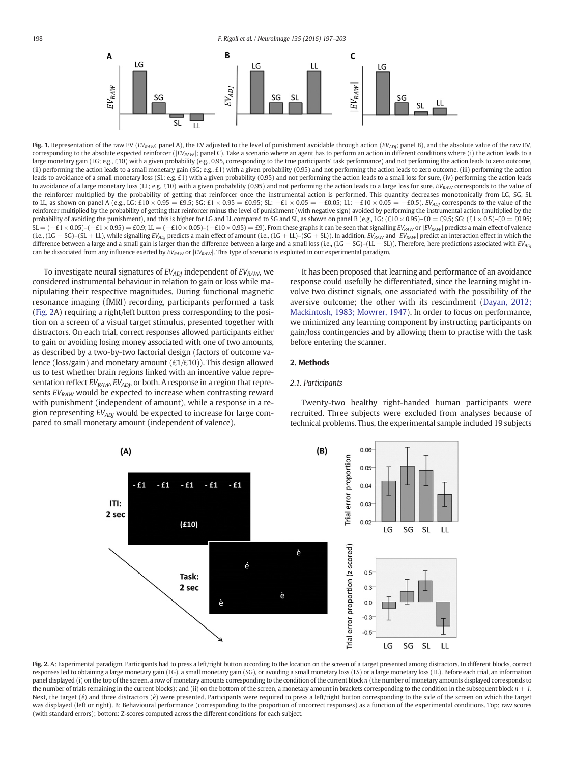**Fig. 1.** Representation of the raw EV ($EV_{RAW}$; panel A), the EV adjusted to the level of punishment avoidable through action ($EV_{ADJ}$; panel B), and the absolute value of the raw EV, corresponding to the absolute expected reinforcer ($|EV_{RAW}|$; panel C). Take a scenario where an agent has to perform an action in different conditions where (i) the action leads to a large monetary gain (LG; e.g., £10) with a given probability (e.g., 0.95, corresponding to the true participants' task performance) and not performing the action leads to zero outcome, (ii) performing the action leads to a small monetary gain (SG; e.g., £1) with a given probability (0.95) and not performing the action leads to zero outcome, (iii) performing the action leads to avoidance of a small monetary loss (SL; e.g. £1) with a given probability (0.95) and not performing the action leads to a small loss for sure, (iv) performing the action leads to avoidance of a large monetary loss (LL; e.g. £10) with a given probability (0.95) and not performing the action leads to a large loss for sure. $EV_{RAW}$ corresponds to the value of the reinforcer multiplied by the probability of getting that reinforcer once the instrumental action is performed. This quantity decreases monotonically from LG, SG, SL to LL, as shown on panel A (e.g., LG: £10 × 0.95 = £9.5; SG: £1 × 0.95 = £0.95; SL: −£1 × 0.05 = −£0.05; LL: −£10 × 0.05 = −£0.5). $EV_{ADJ}$ corresponds to the value of the reinforcer multiplied by the probability of getting that reinforcer minus the level of punishment (with negative sign) avoided by performing the instrumental action (multiplied by the probability of avoiding the punishment), and this is higher for LG and LL compared to SG and SL, as shown on panel B (e.g., LG: (£10 × 0.95)–£0 = £9.5; SG: (£1 × 0.5)–£0 = £0.95; SL = (−£1 × 0.05)–(−£1 × 0.95) = £0.9; LL = (−£10 × 0.05)–(−£10 × 0.95) = £9). From these graphs it can be seen that signalling $EV_{RAW}$ or $|EV_{RAW}|$ predicts a main effect of valence (i.e., (LG + SG)–(SL + LL), while signalling $EV_{ADJ}$ predicts a main effect of amount (i.e., (LG + LL)–(SG + SL)). In addition, $EV_{RAW}$ and $|EV_{RAW}|$ predict an interaction effect in which the difference between a large and a small gain is larger than the difference between a large and a small loss (i.e., (LG − SG)–(LL − SL)). Therefore, here predictions associated with $EV_{ADJ}$ can be dissociated from any influence exerted by $EV_{RAW}$ or $|EV_{RAW}|$. This type of scenario is exploited in our experimental paradigm.

To investigate neural signatures of $EV_{ADJ}$ independent of $EV_{RAW}$, we considered instrumental behaviour in relation to gain or loss while manipulating their respective magnitudes. During functional magnetic resonance imaging (fMRI) recording, participants performed a task (Fig. 2A) requiring a right/left button press corresponding to the position on a screen of a visual target stimulus, presented together with distractors. On each trial, correct responses allowed participants either to gain or avoiding losing money associated with one of two amounts, as described by a two-by-two factorial design (factors of outcome valence (loss/gain) and monetary amount (£1/£10)). This design allowed us to test whether brain regions linked with an incentive value representation reflect $EV_{RAW}$, $EV_{ADJ}$, or both. A response in a region that represents $EV_{RAW}$ would be expected to increase when contrasting reward with punishment (independent of amount), while a response in a region representing $EV_{ADJ}$ would be expected to increase for large compared to small monetary amount (independent of valence).

It has been proposed that learning and performance of an avoidance response could usefully be differentiated, since the learning might involve two distinct signals, one associated with the possibility of the aversive outcome; the other with its rescindment (Dayan, 2012; Mackintosh, 1983; Mowrer, 1947). In order to focus on performance, we minimized any learning component by instructing participants on gain/loss contingencies and by allowing them to practise with the task before entering the scanner.

## 2. Methods

### 2.1. Participants

Twenty-two healthy right-handed human participants were recruited. Three subjects were excluded from analyses because of technical problems. Thus, the experimental sample included 19 subjects

**Fig. 2.** A: Experimental paradigm. Participants had to press a left/right button according to the location on the screen of a target presented among distractors. In different blocks, correct responses led to obtaining a large monetary gain (LG), a small monetary gain (SG), or avoiding a small monetary loss (LS) or a large monetary loss (LL). Before each trial, an information panel displayed (i) on the top of the screen, a row of monetary amounts corresponding to the condition of the current block *n* (the number of monetary amounts displayed corresponds to the number of trials remaining in the current blocks); and (ii) on the bottom of the screen, a monetary amount in brackets corresponding to the condition in the subsequent block *n + 1*. Next, the target (*é*) and three distractors (*è*) were presented. Participants were required to press a left/right button corresponding to the side of the screen on which the target was displayed (left or right). B: Behavioural performance (corresponding to the proportion of uncorrect responses) as a function of the experimental conditions. Top: raw scores (with standard errors); bottom: Z-scores computed across the different conditions for each subject.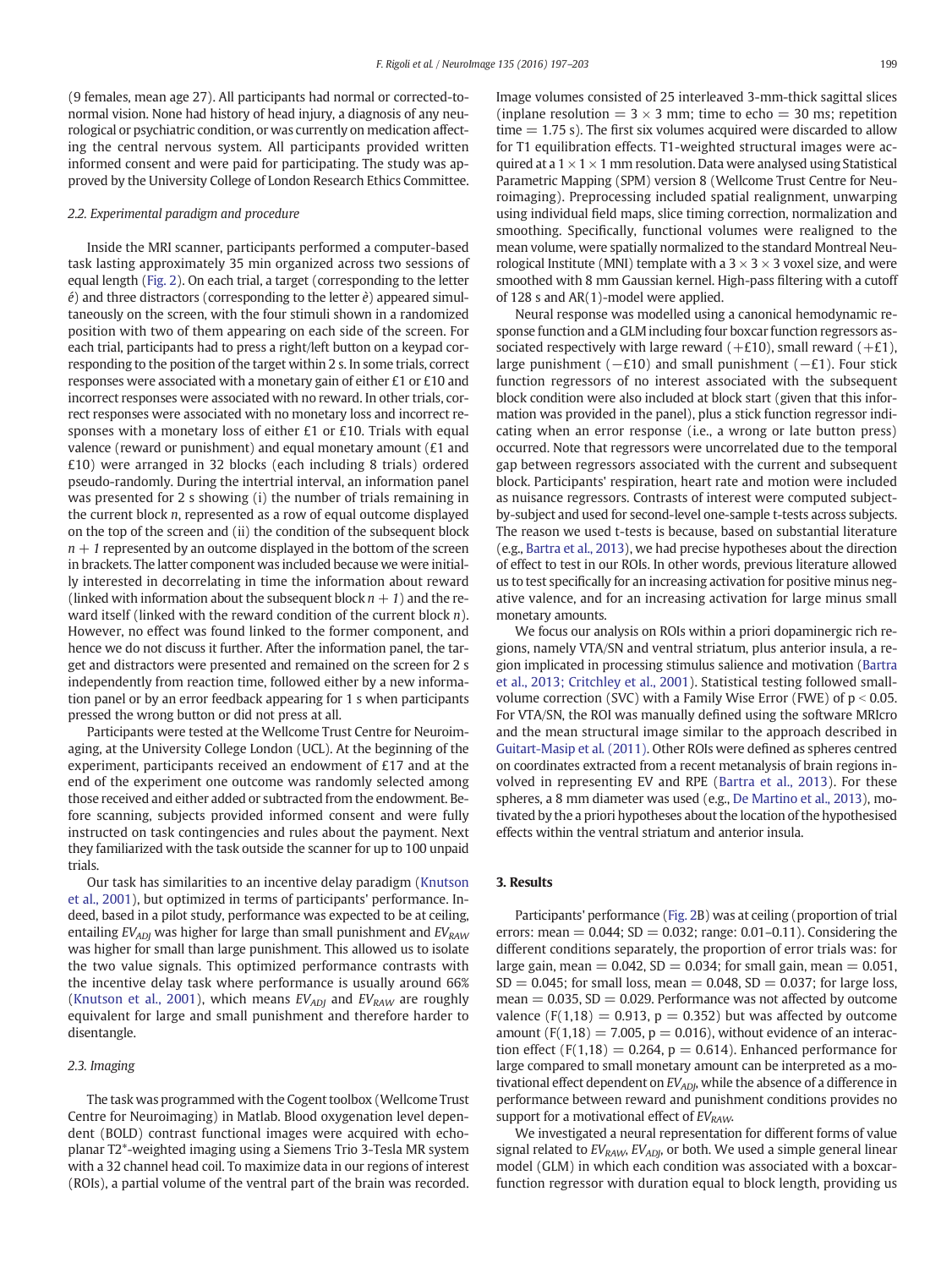(9 females, mean age 27). All participants had normal or corrected-to-normal vision. None had history of head injury, a diagnosis of any neurological or psychiatric condition, or was currently on medication affecting the central nervous system. All participants provided written informed consent and were paid for participating. The study was approved by the University College of London Research Ethics Committee.

### 2.2. Experimental paradigm and procedure

Inside the MRI scanner, participants performed a computer-based task lasting approximately 35 min organized across two sessions of equal length (Fig. 2). On each trial, a target (corresponding to the letter *é*) and three distractors (corresponding to the letter *è*) appeared simultaneously on the screen, with the four stimuli shown in a randomized position with two of them appearing on each side of the screen. For each trial, participants had to press a right/left button on a keypad corresponding to the position of the target within 2 s. In some trials, correct responses were associated with a monetary gain of either £1 or £10 and incorrect responses were associated with no reward. In other trials, correct responses were associated with no monetary loss and incorrect responses with a monetary loss of either £1 or £10. Trials with equal valence (reward or punishment) and equal monetary amount (£1 and £10) were arranged in 32 blocks (each including 8 trials) ordered pseudo-randomly. During the intertrial interval, an information panel was presented for 2 s showing (i) the number of trials remaining in the current block *n*, represented as a row of equal outcome displayed on the top of the screen and (ii) the condition of the subsequent block $n + 1$ represented by an outcome displayed in the bottom of the screen in brackets. The latter component was included because we were initially interested in decorrelating in time the information about reward (linked with information about the subsequent block $n + 1$) and the reward itself (linked with the reward condition of the current block *n*). However, no effect was found linked to the former component, and hence we do not discuss it further. After the information panel, the target and distractors were presented and remained on the screen for 2 s independently from reaction time, followed either by a new information panel or by an error feedback appearing for 1 s when participants pressed the wrong button or did not press at all.

Participants were tested at the Wellcome Trust Centre for Neuroimaging, at the University College London (UCL). At the beginning of the experiment, participants received an endowment of £17 and at the end of the experiment one outcome was randomly selected among those received and either added or subtracted from the endowment. Before scanning, subjects provided informed consent and were fully instructed on task contingencies and rules about the payment. Next they familiarized with the task outside the scanner for up to 100 unpaid trials.

Our task has similarities to an incentive delay paradigm (Knutson et al., 2001), but optimized in terms of participants' performance. Indeed, based in a pilot study, performance was expected to be at ceiling, entailing $EV_{ADJ}$ was higher for large than small punishment and $EV_{RAW}$ was higher for small than large punishment. This allowed us to isolate the two value signals. This optimized performance contrasts with the incentive delay task where performance is usually around 66% (Knutson et al., 2001), which means $EV_{ADJ}$ and $EV_{RAW}$ are roughly equivalent for large and small punishment and therefore harder to disentangle.

### 2.3. Imaging

The task was programmed with the Cogent toolbox (Wellcome Trust Centre for Neuroimaging) in Matlab. Blood oxygenation level dependent (BOLD) contrast functional images were acquired with echo-planar T2*-weighted imaging using a Siemens Trio 3-Tesla MR system with a 32 channel head coil. To maximize data in our regions of interest (ROIs), a partial volume of the ventral part of the brain was recorded. Image volumes consisted of 25 interleaved 3-mm-thick sagittal slices (inplane resolution = 3 × 3 mm; time to echo = 30 ms; repetition time = 1.75 s). The first six volumes acquired were discarded to allow for T1 equilibration effects. T1-weighted structural images were acquired at a 1 × 1 × 1 mm resolution. Data were analysed using Statistical Parametric Mapping (SPM) version 8 (Wellcome Trust Centre for Neuroimaging). Preprocessing included spatial realignment, unwarping using individual field maps, slice timing correction, normalization and smoothing. Specifically, functional volumes were realigned to the mean volume, were spatially normalized to the standard Montreal Neurological Institute (MNI) template with a 3 × 3 × 3 voxel size, and were smoothed with 8 mm Gaussian kernel. High-pass filtering with a cutoff of 128 s and AR(1)-model were applied.

Neural response was modelled using a canonical hemodynamic response function and a GLM including four boxcar function regressors associated respectively with large reward (+£10), small reward (+£1), large punishment (−£10) and small punishment (−£1). Four stick function regressors of no interest associated with the subsequent block condition were also included at block start (given that this information was provided in the panel), plus a stick function regressor indicating when an error response (i.e., a wrong or late button press) occurred. Note that regressors were uncorrelated due to the temporal gap between regressors associated with the current and subsequent block. Participants' respiration, heart rate and motion were included as nuisance regressors. Contrasts of interest were computed subject-by-subject and used for second-level one-sample t-tests across subjects. The reason we used t-tests is because, based on substantial literature (e.g., Bartra et al., 2013), we had precise hypotheses about the direction of effect to test in our ROIs. In other words, previous literature allowed us to test specifically for an increasing activation for positive minus negative valence, and for an increasing activation for large minus small monetary amounts.

We focus our analysis on ROIs within a priori dopaminergic rich regions, namely VTA/SN and ventral striatum, plus anterior insula, a region implicated in processing stimulus salience and motivation (Bartra et al., 2013; Critchley et al., 2001). Statistical testing followed small-volume correction (SVC) with a Family Wise Error (FWE) of $p < 0.05$. For VTA/SN, the ROI was manually defined using the software MRIcro and the mean structural image similar to the approach described in Guitart-Masip et al. (2011). Other ROIs were defined as spheres centred on coordinates extracted from a recent metanalysis of brain regions involved in representing EV and RPE (Bartra et al., 2013). For these spheres, a 8 mm diameter was used (e.g., De Martino et al., 2013), motivated by the a priori hypotheses about the location of the hypothesised effects within the ventral striatum and anterior insula.

## 3. Results

Participants' performance (Fig. 2B) was at ceiling (proportion of trial errors: mean = 0.044; SD = 0.032; range: 0.01–0.11). Considering the different conditions separately, the proportion of error trials was: for large gain, mean = 0.042, SD = 0.034; for small gain, mean = 0.051, SD = 0.045; for small loss, mean = 0.048, SD = 0.037; for large loss, mean = 0.035, SD = 0.029. Performance was not affected by outcome valence ($F(1,18) = 0.913$, $p = 0.352$) but was affected by outcome amount ($F(1,18) = 7.005$, $p = 0.016$), without evidence of an interaction effect ($F(1,18) = 0.264$, $p = 0.614$). Enhanced performance for large compared to small monetary amount can be interpreted as a motivational effect dependent on $EV_{ADJ}$, while the absence of a difference in performance between reward and punishment conditions provides no support for a motivational effect of $EV_{RAW}$.

We investigated a neural representation for different forms of value signal related to $EV_{RAW}$, $EV_{ADJ}$, or both. We used a simple general linear model (GLM) in which each condition was associated with a boxcar-function regressor with duration equal to block length, providing us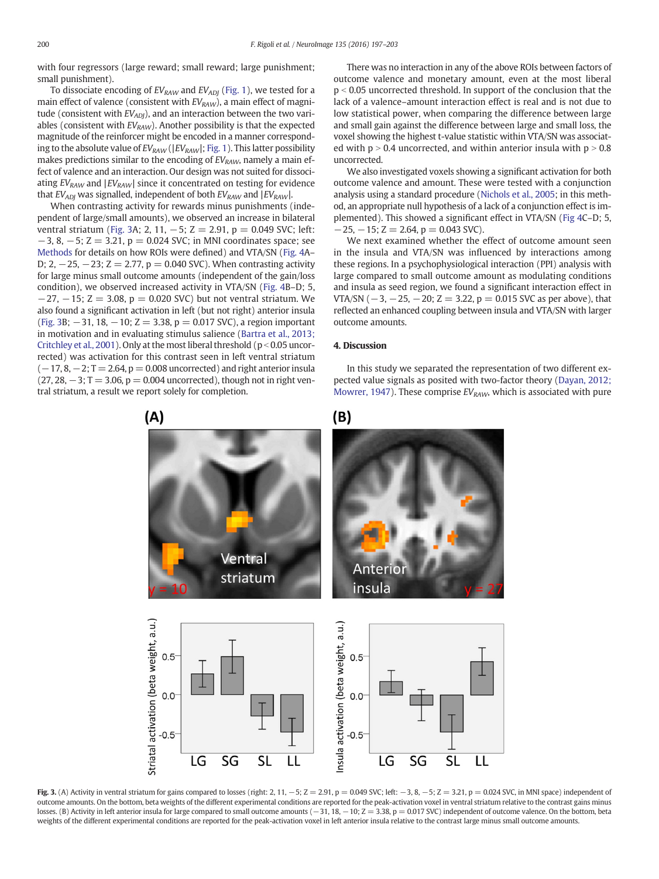with four regressors (large reward; small reward; large punishment; small punishment).

To dissociate encoding of $EV_{RAW}$ and $EV_{ADJ}$ (Fig. 1), we tested for a main effect of valence (consistent with $EV_{RAW}$), a main effect of magnitude (consistent with $EV_{ADJ}$), and an interaction between the two variables (consistent with $EV_{RAW}$). Another possibility is that the expected magnitude of the reinforcer might be encoded in a manner corresponding to the absolute value of $EV_{RAW}$ ($|EV_{RAW}|$; Fig. 1). This latter possibility makes predictions similar to the encoding of $EV_{RAW}$, namely a main effect of valence and an interaction. Our design was not suited for dissociating $EV_{RAW}$ and $|EV_{RAW}|$ since it concentrated on testing for evidence that $EV_{ADJ}$ was signalled, independent of both $EV_{RAW}$ and $|EV_{RAW}|$.

When contrasting activity for rewards minus punishments (independent of large/small amounts), we observed an increase in bilateral ventral striatum (Fig. 3A; 2, 11, −5; Z = 2.91, p = 0.049 SVC; left: −3, 8, −5; Z = 3.21, p = 0.024 SVC; in MNI coordinates space; see Methods for details on how ROIs were defined) and VTA/SN (Fig. 4A–D; 2, −25, −23; Z = 2.77, p = 0.040 SVC). When contrasting activity for large minus small outcome amounts (independent of the gain/loss condition), we observed increased activity in VTA/SN (Fig. 4B–D; 5, −27, −15; Z = 3.08, p = 0.020 SVC) but not ventral striatum. We also found a significant activation in left (but not right) anterior insula (Fig. 3B; −31, 18, −10; Z = 3.38, p = 0.017 SVC), a region important in motivation and in evaluating stimulus salience (Bartra et al., 2013; Critchley et al., 2001). Only at the most liberal threshold ($p < 0.05$ uncorrected) was activation for this contrast seen in left ventral striatum (−17, 8, −2; T = 2.64, p = 0.008 uncorrected) and right anterior insula (27, 28, −3; T = 3.06, p = 0.004 uncorrected), though not in right ventral striatum, a result we report solely for completion.

There was no interaction in any of the above ROIs between factors of outcome valence and monetary amount, even at the most liberal $p < 0.05$ uncorrected threshold. In support of the conclusion that the lack of a valence–amount interaction effect is real and is not due to low statistical power, when comparing the difference between large and small gain against the difference between large and small loss, the voxel showing the highest t-value statistic within VTA/SN was associated with $p > 0.4$ uncorrected, and within anterior insula with $p > 0.8$ uncorrected.

We also investigated voxels showing a significant activation for both outcome valence and amount. These were tested with a conjunction analysis using a standard procedure (Nichols et al., 2005; in this method, an appropriate null hypothesis of a lack of a conjunction effect is implemented). This showed a significant effect in VTA/SN (Fig 4C–D; 5, −25, −15; Z = 2.64, p = 0.043 SVC).

We next examined whether the effect of outcome amount seen in the insula and VTA/SN was influenced by interactions among these regions. In a psychophysiological interaction (PPI) analysis with large compared to small outcome amount as modulating conditions and insula as seed region, we found a significant interaction effect in VTA/SN (−3, −25, −20; Z = 3.22, p = 0.015 SVC as per above), that reflected an enhanced coupling between insula and VTA/SN with larger outcome amounts.

## 4. Discussion

In this study we separated the representation of two different expected value signals as posited with two-factor theory (Dayan, 2012; Mowrer, 1947). These comprise $EV_{RAW}$, which is associated with pure

**Fig. 3.** (A) Activity in ventral striatum for gains compared to losses (right: 2, 11, −5; Z = 2.91, p = 0.049 SVC; left: −3, 8, −5; Z = 3.21, p = 0.024 SVC, in MNI space) independent of outcome amounts. On the bottom, beta weights of the different experimental conditions are reported for the peak-activation voxel in ventral striatum relative to the contrast gains minus losses. (B) Activity in left anterior insula for large compared to small outcome amounts (−31, 18, −10; Z = 3.38, p = 0.017 SVC) independent of outcome valence. On the bottom, beta weights of the different experimental conditions are reported for the peak-activation voxel in left anterior insula relative to the contrast large minus small outcome amounts.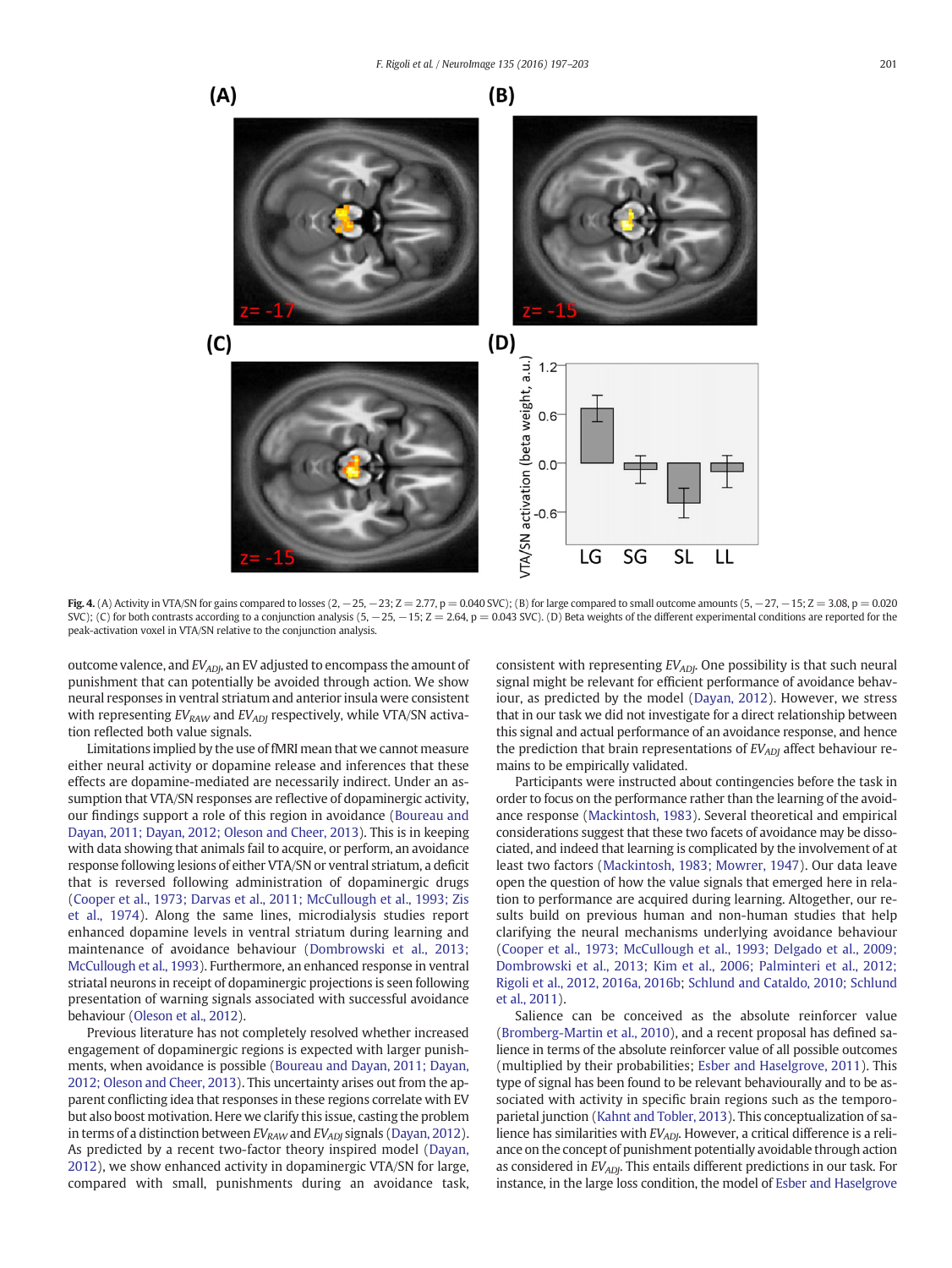**Fig. 4.** (A) Activity in VTA/SN for gains compared to losses (2, −25, −23; Z = 2.77, p = 0.040 SVC); (B) for large compared to small outcome amounts (5, −27, −15; Z = 3.08, p = 0.020 SVC); (C) for both contrasts according to a conjunction analysis (5, −25, −15; Z = 2.64, p = 0.043 SVC). (D) Beta weights of the different experimental conditions are reported for the peak-activation voxel in VTA/SN relative to the conjunction analysis.

outcome valence, and $EV_{ADJ}$, an EV adjusted to encompass the amount of punishment that can potentially be avoided through action. We show neural responses in ventral striatum and anterior insula were consistent with representing $EV_{RAW}$ and $EV_{ADJ}$ respectively, while VTA/SN activation reflected both value signals.

Limitations implied by the use of fMRI mean that we cannot measure either neural activity or dopamine release and inferences that these effects are dopamine-mediated are necessarily indirect. Under an assumption that VTA/SN responses are reflective of dopaminergic activity, our findings support a role of this region in avoidance (Boureau and Dayan, 2011; Dayan, 2012; Oleson and Cheer, 2013). This is in keeping with data showing that animals fail to acquire, or perform, an avoidance response following lesions of either VTA/SN or ventral striatum, a deficit that is reversed following administration of dopaminergic drugs (Cooper et al., 1973; Darvas et al., 2011; McCullough et al., 1993; Zis et al., 1974). Along the same lines, microdialysis studies report enhanced dopamine levels in ventral striatum during learning and maintenance of avoidance behaviour (Dombrowski et al., 2013; McCullough et al., 1993). Furthermore, an enhanced response in ventral striatal neurons in receipt of dopaminergic projections is seen following presentation of warning signals associated with successful avoidance behaviour (Oleson et al., 2012).

Previous literature has not completely resolved whether increased engagement of dopaminergic regions is expected with larger punishments, when avoidance is possible (Boureau and Dayan, 2011; Dayan, 2012; Oleson and Cheer, 2013). This uncertainty arises out from the apparent conflicting idea that responses in these regions correlate with EV but also boost motivation. Here we clarify this issue, casting the problem in terms of a distinction between $EV_{RAW}$ and $EV_{ADJ}$ signals (Dayan, 2012). As predicted by a recent two-factor theory inspired model (Dayan, 2012), we show enhanced activity in dopaminergic VTA/SN for large, compared with small, punishments during an avoidance task, consistent with representing $EV_{ADJ}$. One possibility is that such neural signal might be relevant for efficient performance of avoidance behaviour, as predicted by the model (Dayan, 2012). However, we stress that in our task we did not investigate for a direct relationship between this signal and actual performance of an avoidance response, and hence the prediction that brain representations of $EV_{ADJ}$ affect behaviour remains to be empirically validated.

Participants were instructed about contingencies before the task in order to focus on the performance rather than the learning of the avoidance response (Mackintosh, 1983). Several theoretical and empirical considerations suggest that these two facets of avoidance may be dissociated, and indeed that learning is complicated by the involvement of at least two factors (Mackintosh, 1983; Mowrer, 1947). Our data leave open the question of how the value signals that emerged here in relation to performance are acquired during learning. Altogether, our results build on previous human and non-human studies that help clarifying the neural mechanisms underlying avoidance behaviour (Cooper et al., 1973; McCullough et al., 1993; Delgado et al., 2009; Dombrowski et al., 2013; Kim et al., 2006; Palminteri et al., 2012; Rigoli et al., 2012, 2016a, 2016b; Schlund and Cataldo, 2010; Schlund et al., 2011).

Salience can be conceived as the absolute reinforcer value (Bromberg-Martin et al., 2010), and a recent proposal has defined salience in terms of the absolute reinforcer value of all possible outcomes (multiplied by their probabilities; Esber and Haselgrove, 2011). This type of signal has been found to be relevant behaviourally and to be associated with activity in specific brain regions such as the temporo-parietal junction (Kahnt and Tobler, 2013). This conceptualization of salience has similarities with $EV_{ADJ}$. However, a critical difference is a reliance on the concept of punishment potentially avoidable through action as considered in $EV_{ADJ}$. This entails different predictions in our task. For instance, in the large loss condition, the model of Esber and Haselgrove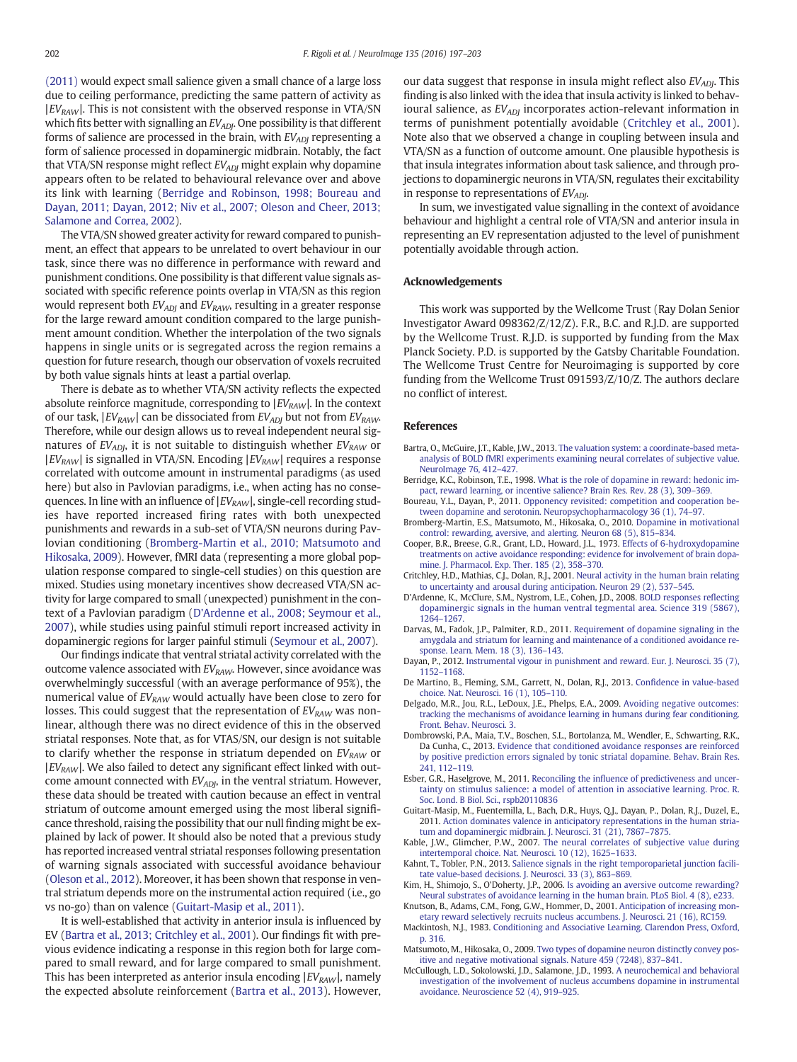(2011) would expect small salience given a small chance of a large loss due to ceiling performance, predicting the same pattern of activity as $|EV_{RAW}|$. This is not consistent with the observed response in VTA/SN which fits better with signalling an $EV_{ADJ}$. One possibility is that different forms of salience are processed in the brain, with $EV_{ADJ}$ representing a form of salience processed in dopaminergic midbrain. Notably, the fact that VTA/SN response might reflect $EV_{ADJ}$ might explain why dopamine appears often to be related to behavioural relevance over and above its link with learning (Berridge and Robinson, 1998; Boureau and Dayan, 2011; Dayan, 2012; Niv et al., 2007; Oleson and Cheer, 2013; Salamone and Correa, 2002).

The VTA/SN showed greater activity for reward compared to punishment, an effect that appears to be unrelated to overt behaviour in our task, since there was no difference in performance with reward and punishment conditions. One possibility is that different value signals associated with specific reference points overlap in VTA/SN as this region would represent both $EV_{ADJ}$ and $EV_{RAW}$, resulting in a greater response for the large reward amount condition compared to the large punishment amount condition. Whether the interpolation of the two signals happens in single units or is segregated across the region remains a question for future research, though our observation of voxels recruited by both value signals hints at least a partial overlap.

There is debate as to whether VTA/SN activity reflects the expected absolute reinforce magnitude, corresponding to $|EV_{RAW}|$. In the context of our task, $|EV_{RAW}|$ can be dissociated from $EV_{ADJ}$ but not from $EV_{RAW}$. Therefore, while our design allows us to reveal independent neural signatures of $EV_{ADJ}$, it is not suitable to distinguish whether $EV_{RAW}$ or $|EV_{RAW}|$ is signalled in VTA/SN. Encoding $|EV_{RAW}|$ requires a response correlated with outcome amount in instrumental paradigms (as used here) but also in Pavlovian paradigms, i.e., when acting has no consequences. In line with an influence of $|EV_{RAW}|$, single-cell recording studies have reported increased firing rates with both unexpected punishments and rewards in a sub-set of VTA/SN neurons during Pavlovian conditioning (Bromberg-Martin et al., 2010; Matsumoto and Hikosaka, 2009). However, fMRI data (representing a more global population response compared to single-cell studies) on this question are mixed. Studies using monetary incentives show decreased VTA/SN activity for large compared to small (unexpected) punishment in the context of a Pavlovian paradigm (D'Ardenne et al., 2008; Seymour et al., 2007), while studies using painful stimuli report increased activity in dopaminergic regions for larger painful stimuli (Seymour et al., 2007).

Our findings indicate that ventral striatal activity correlated with the outcome valence associated with $EV_{RAW}$. However, since avoidance was overwhelmingly successful (with an average performance of 95%), the numerical value of $EV_{RAW}$ would actually have been close to zero for losses. This could suggest that the representation of $EV_{RAW}$ was nonlinear, although there was no direct evidence of this in the observed striatal responses. Note that, as for VTAS/SN, our design is not suitable to clarify whether the response in striatum depended on $EV_{RAW}$ or $|EV_{RAW}|$. We also failed to detect any significant effect linked with outcome amount connected with $EV_{ADJ}$, in the ventral striatum. However, these data should be treated with caution because an effect in ventral striatum of outcome amount emerged using the most liberal significance threshold, raising the possibility that our null finding might be explained by lack of power. It should also be noted that a previous study has reported increased ventral striatal responses following presentation of warning signals associated with successful avoidance behaviour (Oleson et al., 2012). Moreover, it has been shown that response in ventral striatum depends more on the instrumental action required (i.e., go vs no-go) than on valence (Guitart-Masip et al., 2011).

It is well-established that activity in anterior insula is influenced by EV (Bartra et al., 2013; Critchley et al., 2001). Our findings fit with previous evidence indicating a response in this region both for large compared to small reward, and for large compared to small punishment. This has been interpreted as anterior insula encoding $|EV_{RAW}|$, namely the expected absolute reinforcement (Bartra et al., 2013). However, our data suggest that response in insula might reflect also $EV_{ADJ}$. This finding is also linked with the idea that insula activity is linked to behavioural salience, as $EV_{ADJ}$ incorporates action-relevant information in terms of punishment potentially avoidable (Critchley et al., 2001). Note also that we observed a change in coupling between insula and VTA/SN as a function of outcome amount. One plausible hypothesis is that insula integrates information about task salience, and through projections to dopaminergic neurons in VTA/SN, regulates their excitability in response to representations of $EV_{ADJ}$.

In sum, we investigated value signalling in the context of avoidance behaviour and highlight a central role of VTA/SN and anterior insula in representing an EV representation adjusted to the level of punishment potentially avoidable through action.

## Acknowledgements

This work was supported by the Wellcome Trust (Ray Dolan Senior Investigator Award 098362/Z/12/Z). F.R., B.C. and R.J.D. are supported by the Wellcome Trust. R.J.D. is supported by funding from the Max Planck Society. P.D. is supported by the Gatsby Charitable Foundation. The Wellcome Trust Centre for Neuroimaging is supported by core funding from the Wellcome Trust 091593/Z/10/Z. The authors declare no conflict of interest.

## References

Bartra, O., McGuire, J.T., Kable, J.W., 2013. The valuation system: a coordinate-based meta-analysis of BOLD fMRI experiments examining neural correlates of subjective value. NeuroImage 76, 412–427.

Berridge, K.C., Robinson, T.E., 1998. What is the role of dopamine in reward: hedonic impact, reward learning, or incentive salience? Brain Res. Rev. 28 (3), 309–369.

Boureau, Y.L., Dayan, P., 2011. Opponency revisited: competition and cooperation between dopamine and serotonin. Neuropsychopharmacology 36 (1), 74–97.

Bromberg-Martin, E.S., Matsumoto, M., Hikosaka, O., 2010. Dopamine in motivational control: rewarding, aversive, and alerting. Neuron 68 (5), 815–834.

Cooper, B.R., Breese, G.R., Grant, L.D., Howard, J.L., 1973. Effects of 6-hydroxydopamine treatments on active avoidance responding: evidence for involvement of brain dopamine. J. Pharmacol. Exp. Ther. 185 (2), 358–370.

Critchley, H.D., Mathias, C.J., Dolan, R.J., 2001. Neural activity in the human brain relating to uncertainty and arousal during anticipation. Neuron 29 (2), 537–545.

D'Ardenne, K., McClure, S.M., Nystrom, L.E., Cohen, J.D., 2008. BOLD responses reflecting dopaminergic signals in the human ventral tegmental area. Science 319 (5867), 1264–1267.

Darvas, M., Fadok, J.P., Palmiter, R.D., 2011. Requirement of dopamine signaling in the amygdala and striatum for learning and maintenance of a conditioned avoidance response. Learn. Mem. 18 (3), 136–143.

Dayan, P., 2012. Instrumental vigour in punishment and reward. Eur. J. Neurosci. 35 (7), 1152–1168.

De Martino, B., Fleming, S.M., Garrett, N., Dolan, R.J., 2013. Confidence in value-based choice. Nat. Neurosci. 16 (1), 105–110.

Delgado, M.R., Jou, R.L., LeDoux, J.E., Phelps, E.A., 2009. Avoiding negative outcomes: tracking the mechanisms of avoidance learning in humans during fear conditioning. Front. Behav. Neurosci. 3.

Dombrowski, P.A., Maia, T.V., Boschen, S.L., Bortolanza, M., Wendler, E., Schwarting, R.K., Da Cunha, C., 2013. Evidence that conditioned avoidance responses are reinforced by positive prediction errors signaled by tonic striatal dopamine. Behav. Brain Res. 241, 112–119.

Esber, G.R., Haselgrove, M., 2011. Reconciling the influence of predictiveness and uncertainty on stimulus salience: a model of attention in associative learning. Proc. R. Soc. Lond. B Biol. Sci., rspb20110836

Guitart-Masip, M., Fuentemilla, L., Bach, D.R., Huys, Q.J., Dayan, P., Dolan, R.J., Duzel, E., 2011. Action dominates valence in anticipatory representations in the human striatum and dopaminergic midbrain. J. Neurosci. 31 (21), 7867–7875.

Kable, J.W., Glimcher, P.W., 2007. The neural correlates of subjective value during intertemporal choice. Nat. Neurosci. 10 (12), 1625–1633.

Kahnt, T., Tobler, P.N., 2013. Salience signals in the right temporoparietal junction facilitate value-based decisions. J. Neurosci. 33 (3), 863–869.

Kim, H., Shimojo, S., O'Doherty, J.P., 2006. Is avoiding an aversive outcome rewarding? Neural substrates of avoidance learning in the human brain. PLoS Biol. 4 (8), e233.

Knutson, B., Adams, C.M., Fong, G.W., Hommer, D., 2001. Anticipation of increasing monetary reward selectively recruits nucleus accumbens. J. Neurosci. 21 (16), RC159.

Mackintosh, N.J., 1983. Conditioning and Associative Learning. Clarendon Press, Oxford, p. 316.

Matsumoto, M., Hikosaka, O., 2009. Two types of dopamine neuron distinctly convey positive and negative motivational signals. Nature 459 (7248), 837–841.

McCullough, L.D., Sokolowski, J.D., Salamone, J.D., 1993. A neurochemical and behavioral investigation of the involvement of nucleus accumbens dopamine in instrumental avoidance. Neuroscience 52 (4), 919–925.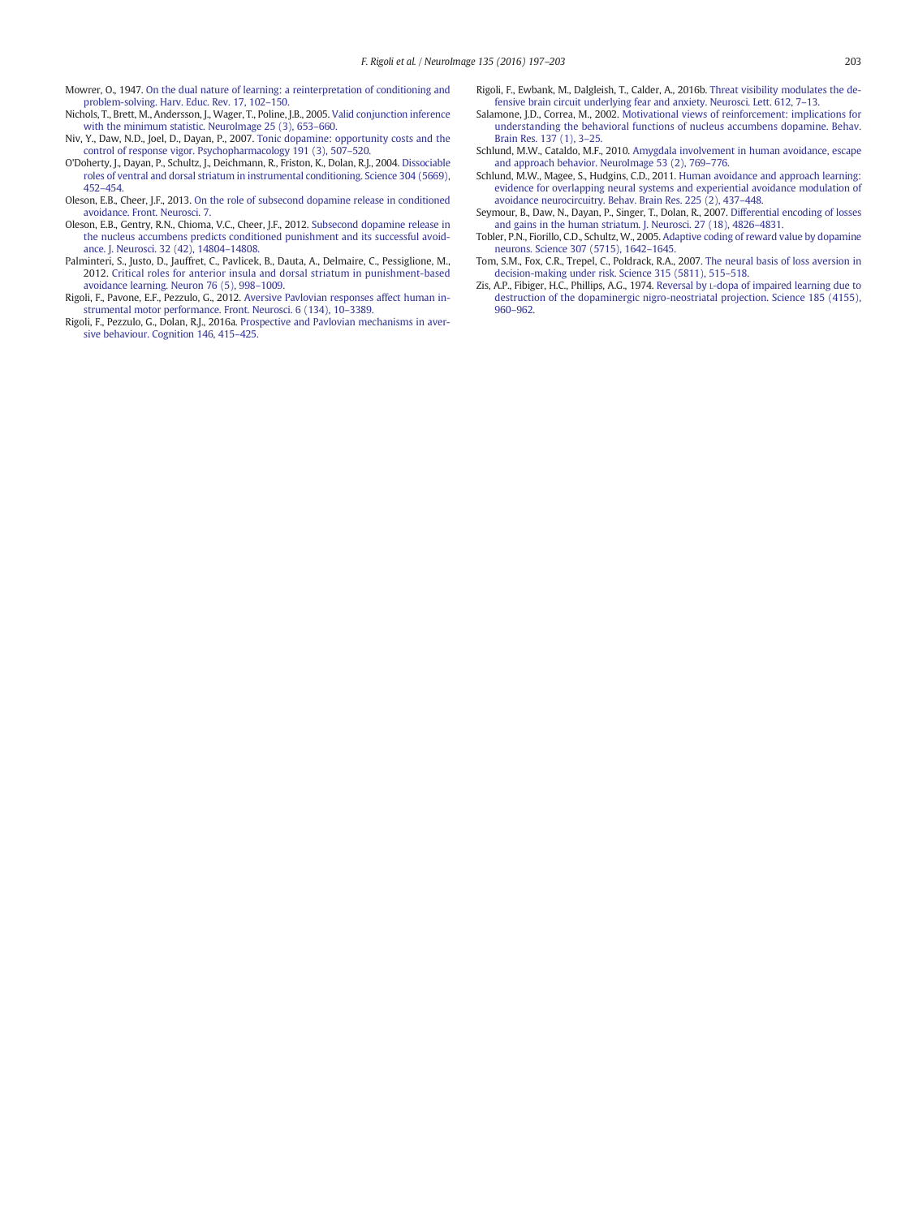Mowrer, O., 1947. On the dual nature of learning: a reinterpretation of conditioning and problem-solving. Harv. Educ. Rev. 17, 102–150.

Nichols, T., Brett, M., Andersson, J., Wager, T., Poline, J.B., 2005. Valid conjunction inference with the minimum statistic. NeuroImage 25 (3), 653–660.

Niv, Y., Daw, N.D., Joel, D., Dayan, P., 2007. Tonic dopamine: opportunity costs and the control of response vigor. Psychopharmacology 191 (3), 507–520.

O'Doherty, J., Dayan, P., Schultz, J., Deichmann, R., Friston, K., Dolan, R.J., 2004. Dissociable roles of ventral and dorsal striatum in instrumental conditioning. Science 304 (5669), 452–454.

Oleson, E.B., Cheer, J.F., 2013. On the role of subsecond dopamine release in conditioned avoidance. Front. Neurosci. 7.

Oleson, E.B., Gentry, R.N., Chioma, V.C., Cheer, J.F., 2012. Subsecond dopamine release in the nucleus accumbens predicts conditioned punishment and its successful avoidance. J. Neurosci. 32 (42), 14804–14808.

Palminteri, S., Justo, D., Jauffret, C., Pavlicek, B., Dauta, A., Delmaire, C., Pessiglione, M., 2012. Critical roles for anterior insula and dorsal striatum in punishment-based avoidance learning. Neuron 76 (5), 998–1009.

Rigoli, F., Pavone, E.F., Pezzulo, G., 2012. Aversive Pavlovian responses affect human instrumental motor performance. Front. Neurosci. 6 (134), 10–3389.

Rigoli, F., Pezzulo, G., Dolan, R.J., 2016a. Prospective and Pavlovian mechanisms in aversive behaviour. Cognition 146, 415–425.

Rigoli, F., Ewbank, M., Dalgleish, T., Calder, A., 2016b. Threat visibility modulates the defensive brain circuit underlying fear and anxiety. Neurosci. Lett. 612, 7–13.

Salamone, J.D., Correa, M., 2002. Motivational views of reinforcement: implications for understanding the behavioral functions of nucleus accumbens dopamine. Behav. Brain Res. 137 (1), 3–25.

Schlund, M.W., Cataldo, M.F., 2010. Amygdala involvement in human avoidance, escape and approach behavior. NeuroImage 53 (2), 769–776.

Schlund, M.W., Magee, S., Hudgins, C.D., 2011. Human avoidance and approach learning: evidence for overlapping neural systems and experiential avoidance modulation of avoidance neurocircuitry. Behav. Brain Res. 225 (2), 437–448.

Seymour, B., Daw, N., Dayan, P., Singer, T., Dolan, R., 2007. Differential encoding of losses and gains in the human striatum. J. Neurosci. 27 (18), 4826–4831.

Tobler, P.N., Fiorillo, C.D., Schultz, W., 2005. Adaptive coding of reward value by dopamine neurons. Science 307 (5715), 1642–1645.

Tom, S.M., Fox, C.R., Trepel, C., Poldrack, R.A., 2007. The neural basis of loss aversion in decision-making under risk. Science 315 (5811), 515–518.

Zis, A.P., Fibiger, H.C., Phillips, A.G., 1974. Reversal by L-dopa of impaired learning due to destruction of the dopaminergic nigro-neostriatal projection. Science 185 (4155), 960–962.